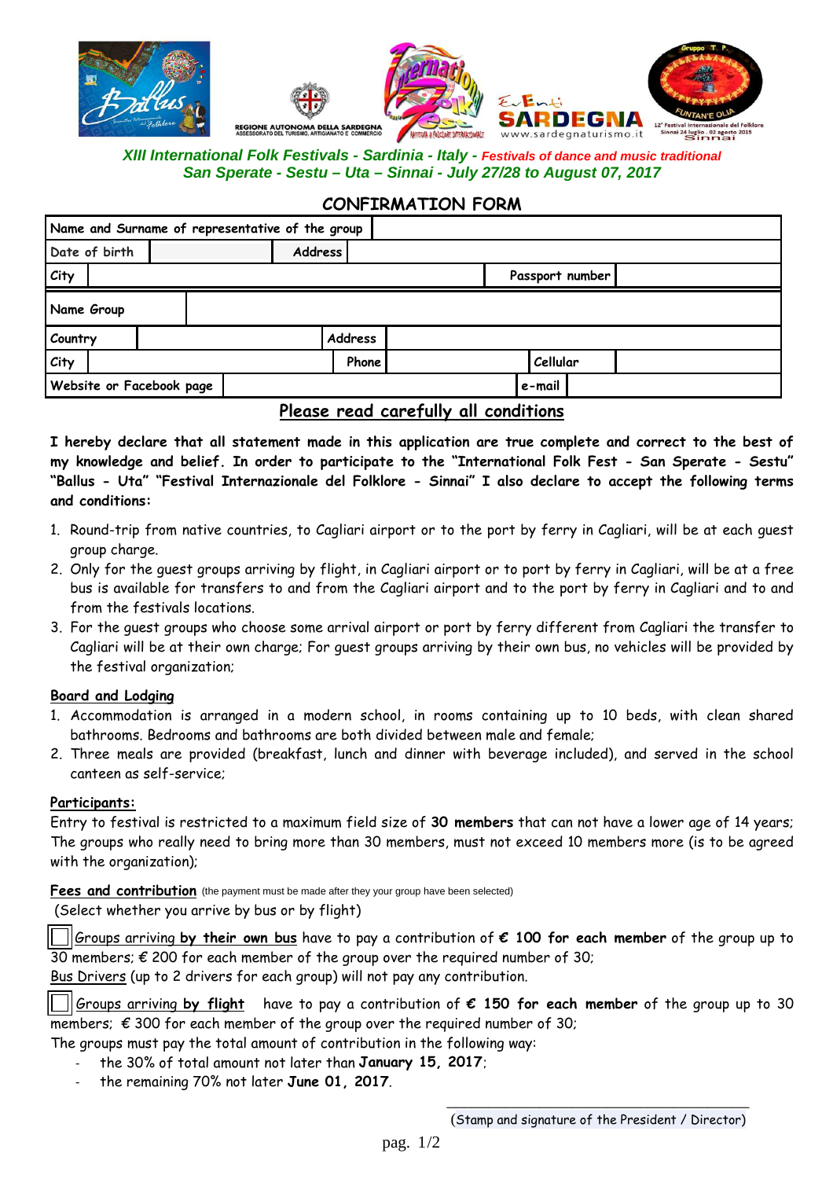*XIII International Folk Festivals - Sardinia - Italy - Festivals of dance and music traditional*
*San Sperate - Sestu – Uta – Sinnai - July 27/28 to August 07, 2017*

## CONFIRMATION FORM

| Name and Surname of representative of the group | | | | | |
|---|---|---|---|---|---|
| Date of birth | | Address | | | |
| City | | | | Passport number | |
| Name Group | | | | | |
| Country | | Address | | | |
| City | | Phone | | Cellular | |
| Website or Facebook page | | | | e-mail | |

## Please read carefully all conditions

**I hereby declare that all statement made in this application are true complete and correct to the best of my knowledge and belief. In order to participate to the "International Folk Fest - San Sperate - Sestu" "Ballus - Uta" "Festival Internazionale del Folklore - Sinnai" I also declare to accept the following terms and conditions:**

1. Round-trip from native countries, to Cagliari airport or to the port by ferry in Cagliari, will be at each guest group charge.
2. Only for the guest groups arriving by flight, in Cagliari airport or to port by ferry in Cagliari, will be at a free bus is available for transfers to and from the Cagliari airport and to the port by ferry in Cagliari and to and from the festivals locations.
3. For the guest groups who choose some arrival airport or port by ferry different from Cagliari the transfer to Cagliari will be at their own charge; For guest groups arriving by their own bus, no vehicles will be provided by the festival organization;

**Board and Lodging**

1. Accommodation is arranged in a modern school, in rooms containing up to 10 beds, with clean shared bathrooms. Bedrooms and bathrooms are both divided between male and female;
2. Three meals are provided (breakfast, lunch and dinner with beverage included), and served in the school canteen as self-service;

**Participants:**

Entry to festival is restricted to a maximum field size of **30 members** that can not have a lower age of 14 years; The groups who really need to bring more than 30 members, must not exceed 10 members more (is to be agreed with the organization);

**Fees and contribution** (the payment must be made after they your group have been selected)
(Select whether you arrive by bus or by flight)

☐ Groups arriving **by their own bus** have to pay a contribution of **€ 100 for each member** of the group up to 30 members; € 200 for each member of the group over the required number of 30;
Bus Drivers (up to 2 drivers for each group) will not pay any contribution.

☐ Groups arriving **by flight** have to pay a contribution of **€ 150 for each member** of the group up to 30 members; € 300 for each member of the group over the required number of 30;
The groups must pay the total amount of contribution in the following way:

- the 30% of total amount not later than **January 15, 2017**;
- the remaining 70% not later **June 01, 2017**.

\_\_\_\_\_\_\_\_\_\_\_\_\_\_\_\_\_\_\_\_\_\_\_\_\_\_\_\_\_\_\_\_\_\_\_\_
(Stamp and signature of the President / Director)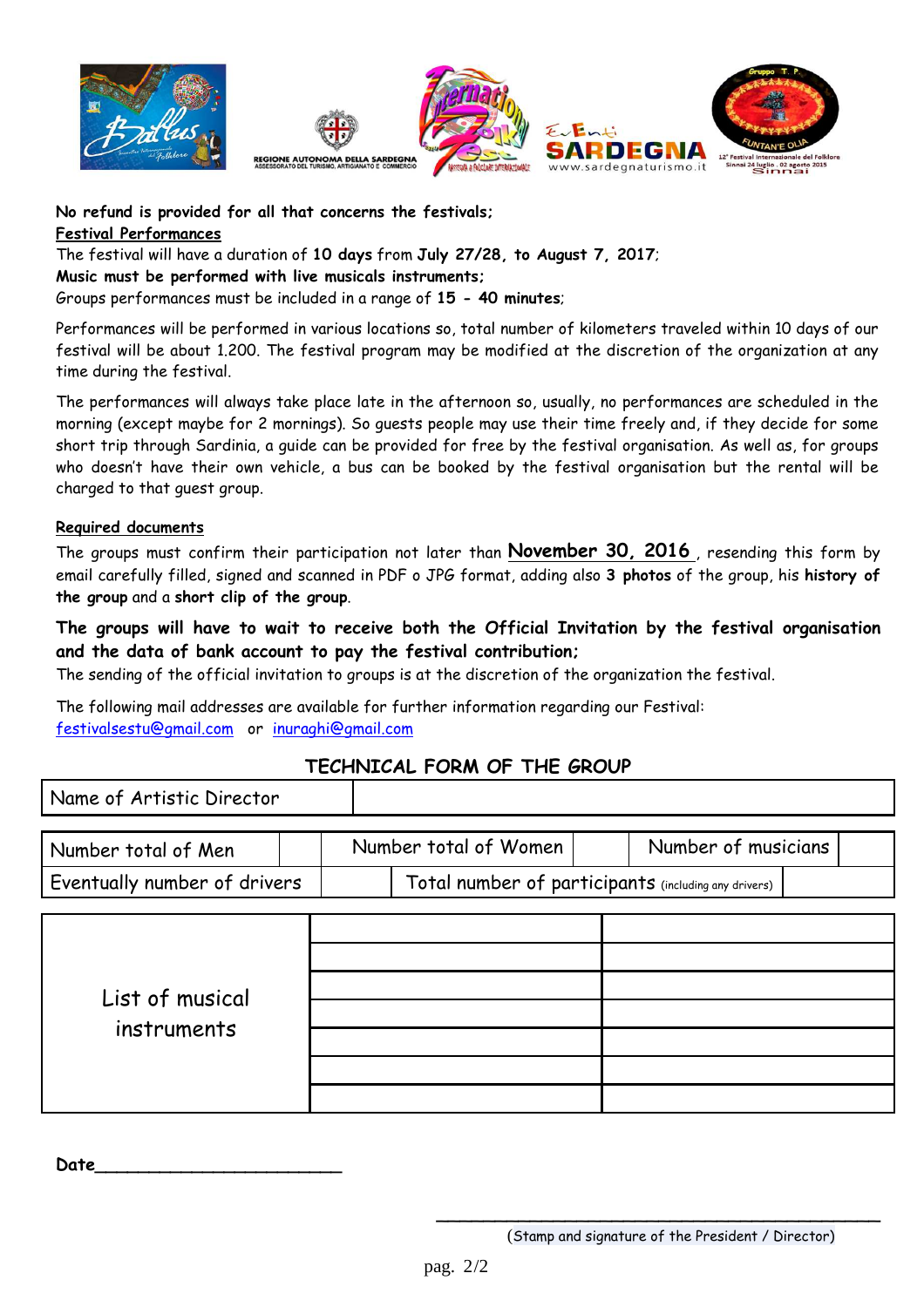**No refund is provided for all that concerns the festivals;**

**Festival Performances**

The festival will have a duration of **10 days** from **July 27/28, to August 7, 2017**;

**Music must be performed with live musicals instruments;**

Groups performances must be included in a range of **15 - 40 minutes**;

Performances will be performed in various locations so, total number of kilometers traveled within 10 days of our festival will be about 1.200. The festival program may be modified at the discretion of the organization at any time during the festival.

The performances will always take place late in the afternoon so, usually, no performances are scheduled in the morning (except maybe for 2 mornings). So guests people may use their time freely and, if they decide for some short trip through Sardinia, a guide can be provided for free by the festival organisation. As well as, for groups who doesn't have their own vehicle, a bus can be booked by the festival organisation but the rental will be charged to that guest group.

**Required documents**

The groups must confirm their participation not later than **November 30, 2016** , resending this form by email carefully filled, signed and scanned in PDF o JPG format, adding also **3 photos** of the group, his **history of the group** and a **short clip of the group**.

**The groups will have to wait to receive both the Official Invitation by the festival organisation and the data of bank account to pay the festival contribution;**

The sending of the official invitation to groups is at the discretion of the organization the festival.

The following mail addresses are available for further information regarding our Festival:
festivalsestu@gmail.com or inuraghi@gmail.com

## TECHNICAL FORM OF THE GROUP

| | |
|---|---|
| Name of Artistic Director | |

| | | | | | |
|---|---|---|---|---|---|
| Number total of Men | | Number total of Women | | Number of musicians | |
| Eventually number of drivers | | Total number of participants (including any drivers) | | | |

| | | |
|---|---|---|
| List of musical instruments | | |
| | | |
| | | |
| | | |
| | | |
| | | |
| | | |

**Date**________________________

________________________________________
(Stamp and signature of the President / Director)